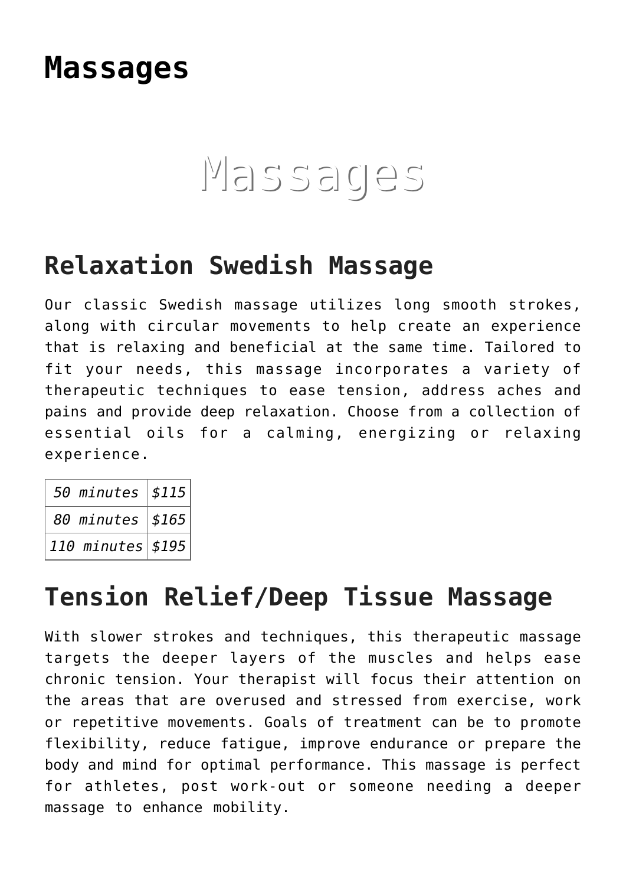# Massages

Massages

## Relaxation Swedish Massage

Our classic Swedish massage utilizes long smooth strokes, along with circular movements to help create an experience that is relaxing and beneficial at the same time. Tailored to fit your needs, this massage incorporates a variety of therapeutic techniques to ease tension, address aches and pains and provide deep relaxation. Choose from a collection of essential oils for a calming, energizing or relaxing experience.

| | |
|---|---|
| *50 minutes* | *$115* |
| *80 minutes* | *$165* |
| *110 minutes* | *$195* |

## Tension Relief/Deep Tissue Massage

With slower strokes and techniques, this therapeutic massage targets the deeper layers of the muscles and helps ease chronic tension. Your therapist will focus their attention on the areas that are overused and stressed from exercise, work or repetitive movements. Goals of treatment can be to promote flexibility, reduce fatigue, improve endurance or prepare the body and mind for optimal performance. This massage is perfect for athletes, post work-out or someone needing a deeper massage to enhance mobility.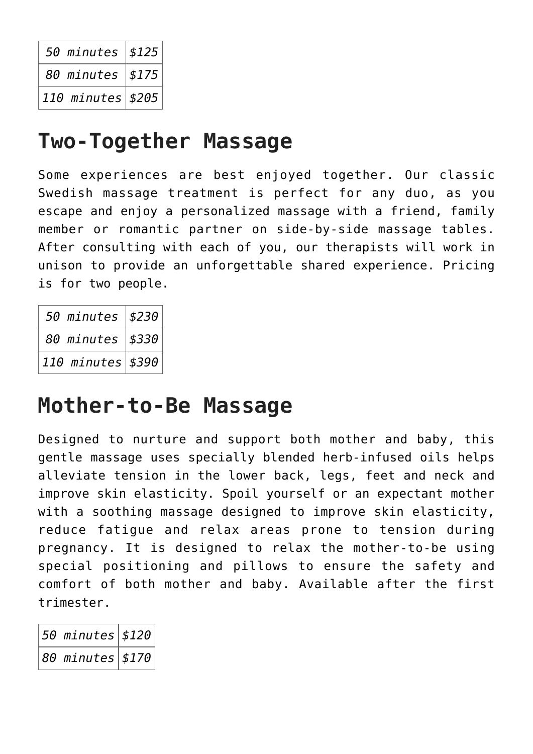| *50 minutes* | *$125* |
|---|---|
| *80 minutes* | *$175* |
| *110 minutes* | *$205* |

## Two-Together Massage

Some experiences are best enjoyed together. Our classic Swedish massage treatment is perfect for any duo, as you escape and enjoy a personalized massage with a friend, family member or romantic partner on side-by-side massage tables. After consulting with each of you, our therapists will work in unison to provide an unforgettable shared experience. Pricing is for two people.

| *50 minutes* | *$230* |
|---|---|
| *80 minutes* | *$330* |
| *110 minutes* | *$390* |

## Mother-to-Be Massage

Designed to nurture and support both mother and baby, this gentle massage uses specially blended herb-infused oils helps alleviate tension in the lower back, legs, feet and neck and improve skin elasticity. Spoil yourself or an expectant mother with a soothing massage designed to improve skin elasticity, reduce fatigue and relax areas prone to tension during pregnancy. It is designed to relax the mother-to-be using special positioning and pillows to ensure the safety and comfort of both mother and baby. Available after the first trimester.

| *50 minutes* | *$120* |
|---|---|
| *80 minutes* | *$170* |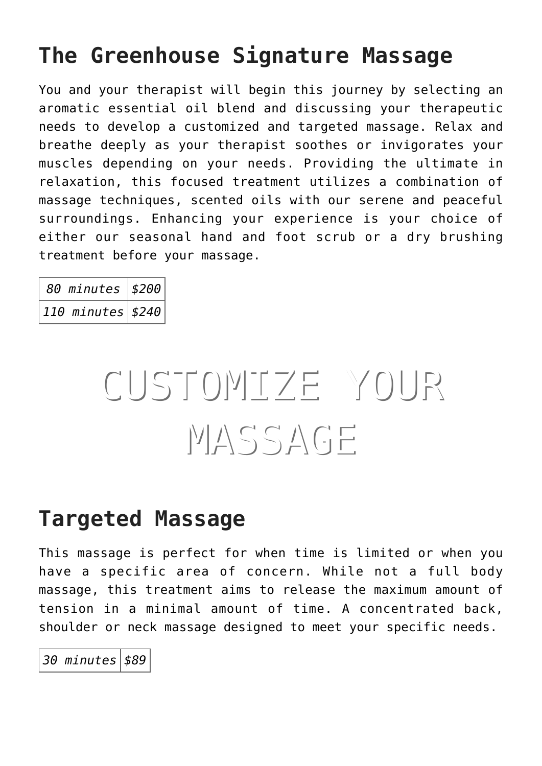## The Greenhouse Signature Massage

You and your therapist will begin this journey by selecting an aromatic essential oil blend and discussing your therapeutic needs to develop a customized and targeted massage. Relax and breathe deeply as your therapist soothes or invigorates your muscles depending on your needs. Providing the ultimate in relaxation, this focused treatment utilizes a combination of massage techniques, scented oils with our serene and peaceful surroundings. Enhancing your experience is your choice of either our seasonal hand and foot scrub or a dry brushing treatment before your massage.

| | |
|---|---|
| *80 minutes* | *$200* |
| *110 minutes* | *$240* |

# CUSTOMIZE YOUR MASSAGE

## Targeted Massage

This massage is perfect for when time is limited or when you have a specific area of concern. While not a full body massage, this treatment aims to release the maximum amount of tension in a minimal amount of time. A concentrated back, shoulder or neck massage designed to meet your specific needs.

| | |
|---|---|
| *30 minutes* | *$89* |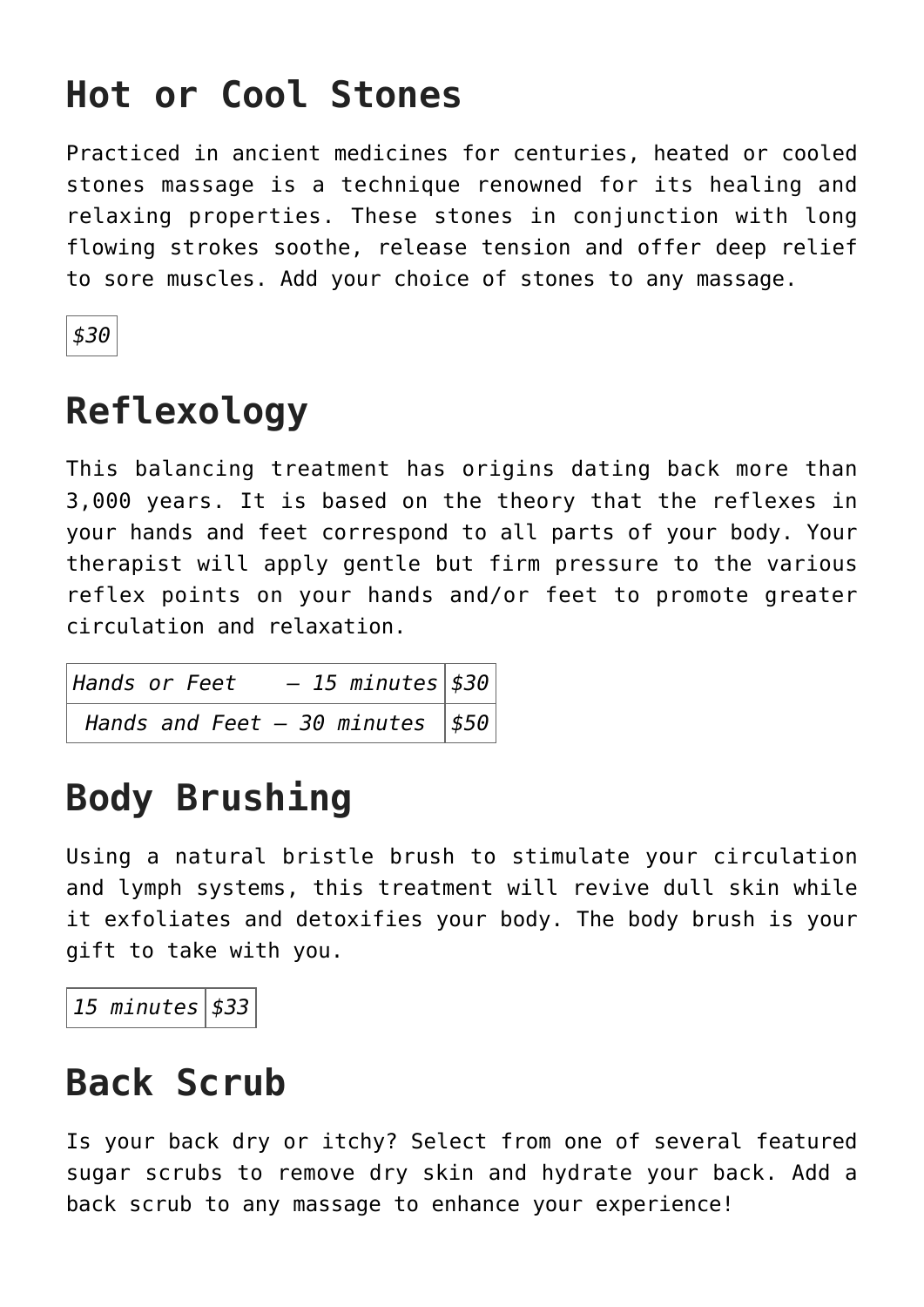## Hot or Cool Stones

Practiced in ancient medicines for centuries, heated or cooled stones massage is a technique renowned for its healing and relaxing properties. These stones in conjunction with long flowing strokes soothe, release tension and offer deep relief to sore muscles. Add your choice of stones to any massage.

| *$30* |
|---|

## Reflexology

This balancing treatment has origins dating back more than 3,000 years. It is based on the theory that the reflexes in your hands and feet correspond to all parts of your body. Your therapist will apply gentle but firm pressure to the various reflex points on your hands and/or feet to promote greater circulation and relaxation.

| | |
|---|---|
| *Hands or Feet – 15 minutes* | *$30* |
| *Hands and Feet – 30 minutes* | *$50* |

## Body Brushing

Using a natural bristle brush to stimulate your circulation and lymph systems, this treatment will revive dull skin while it exfoliates and detoxifies your body. The body brush is your gift to take with you.

| | |
|---|---|
| *15 minutes* | *$33* |

## Back Scrub

Is your back dry or itchy? Select from one of several featured sugar scrubs to remove dry skin and hydrate your back. Add a back scrub to any massage to enhance your experience!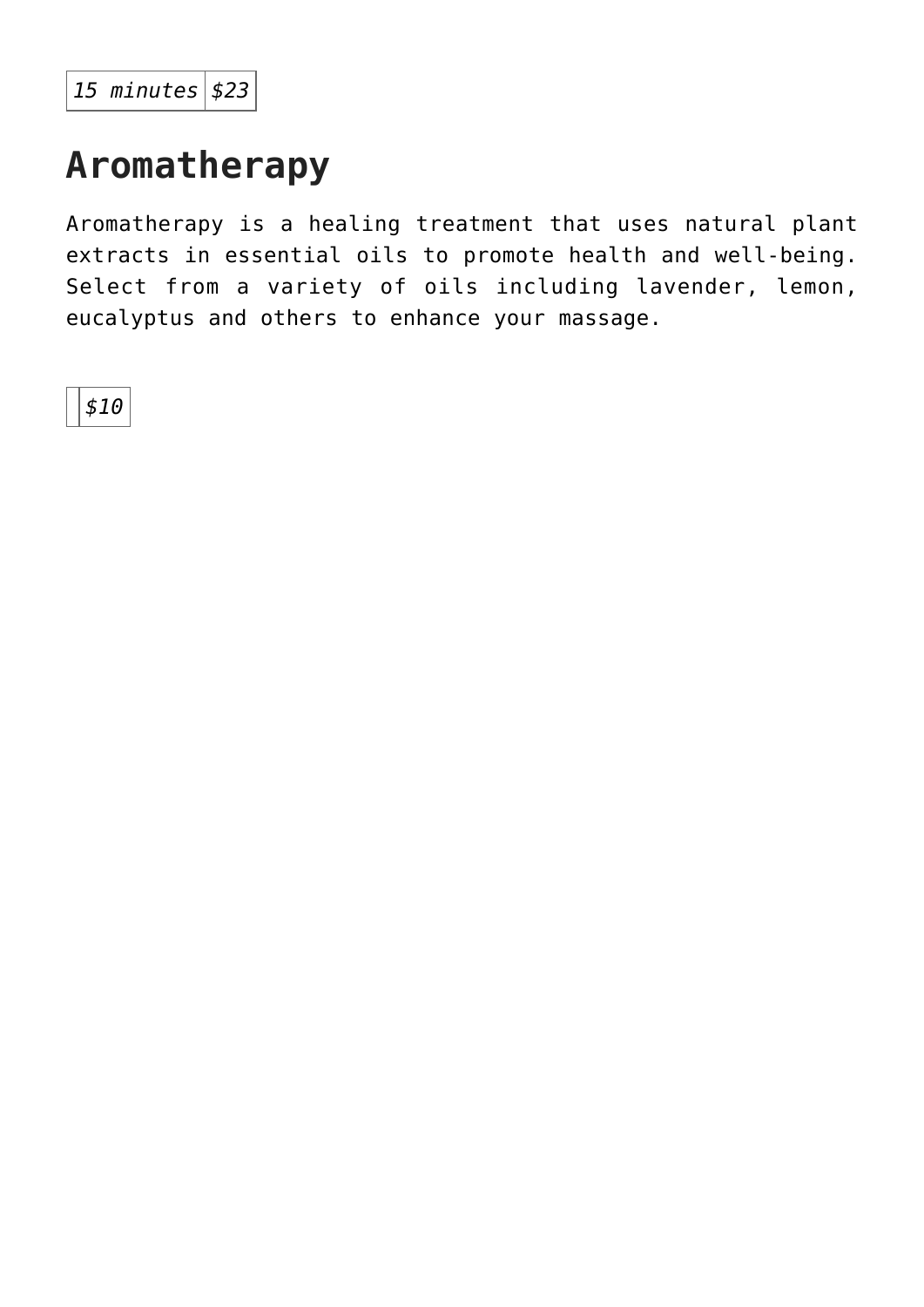| | |
|---|---|
| *15 minutes* | *$23* |

# Aromatherapy

Aromatherapy is a healing treatment that uses natural plant extracts in essential oils to promote health and well-being. Select from a variety of oils including lavender, lemon, eucalyptus and others to enhance your massage.

| | |
|---|---|
| | *$10* |